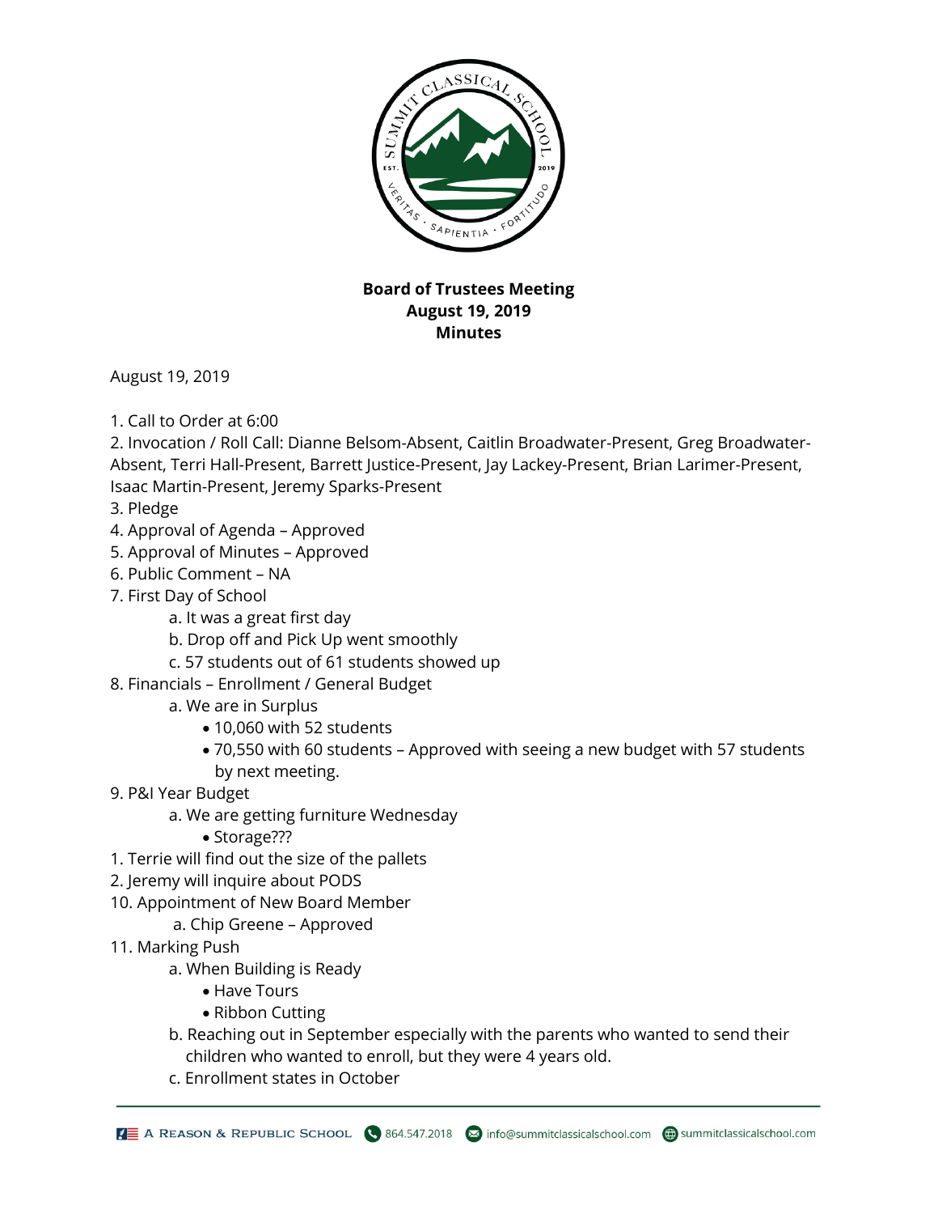**Board of Trustees Meeting**
**August 19, 2019**
**Minutes**

August 19, 2019

1. Call to Order at 6:00
2. Invocation / Roll Call: Dianne Belsom-Absent, Caitlin Broadwater-Present, Greg Broadwater-Absent, Terri Hall-Present, Barrett Justice-Present, Jay Lackey-Present, Brian Larimer-Present, Isaac Martin-Present, Jeremy Sparks-Present
3. Pledge
4. Approval of Agenda – Approved
5. Approval of Minutes – Approved
6. Public Comment – NA
7. First Day of School
   - a. It was a great first day
   - b. Drop off and Pick Up went smoothly
   - c. 57 students out of 61 students showed up
8. Financials – Enrollment / General Budget
   - a. We are in Surplus
     - 10,060 with 52 students
     - 70,550 with 60 students – Approved with seeing a new budget with 57 students by next meeting.
9. P&I Year Budget
   - a. We are getting furniture Wednesday
     - Storage???

1. Terrie will find out the size of the pallets
2. Jeremy will inquire about PODS

10. Appointment of New Board Member
    - a. Chip Greene – Approved
11. Marking Push
    - a. When Building is Ready
      - Have Tours
      - Ribbon Cutting
    - b. Reaching out in September especially with the parents who wanted to send their children who wanted to enroll, but they were 4 years old.
    - c. Enrollment states in October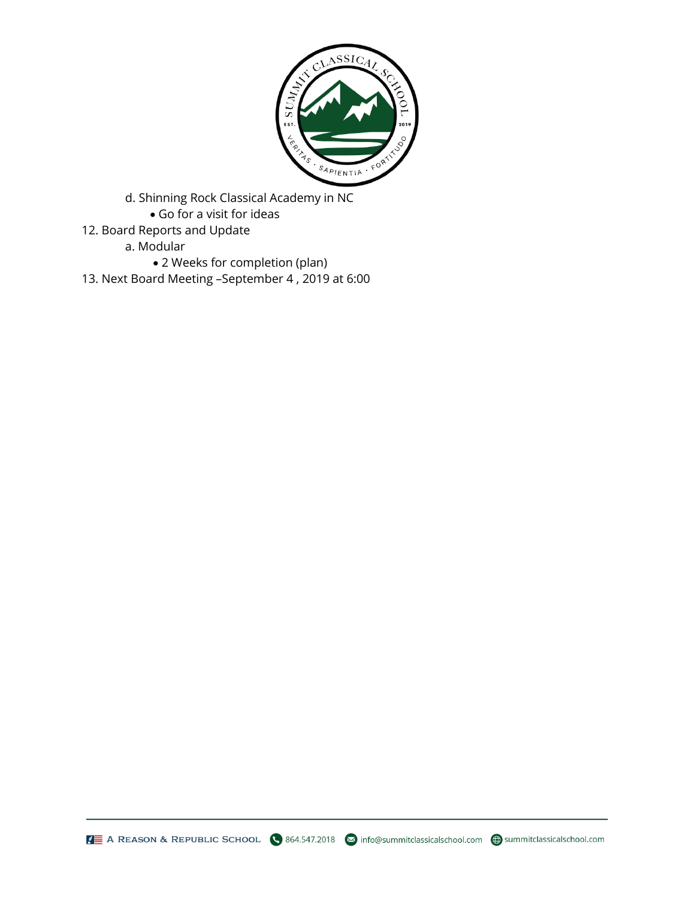d. Shinning Rock Classical Academy in NC

- Go for a visit for ideas

12. Board Reports and Update

a. Modular

- 2 Weeks for completion (plan)

13. Next Board Meeting –September 4 , 2019 at 6:00